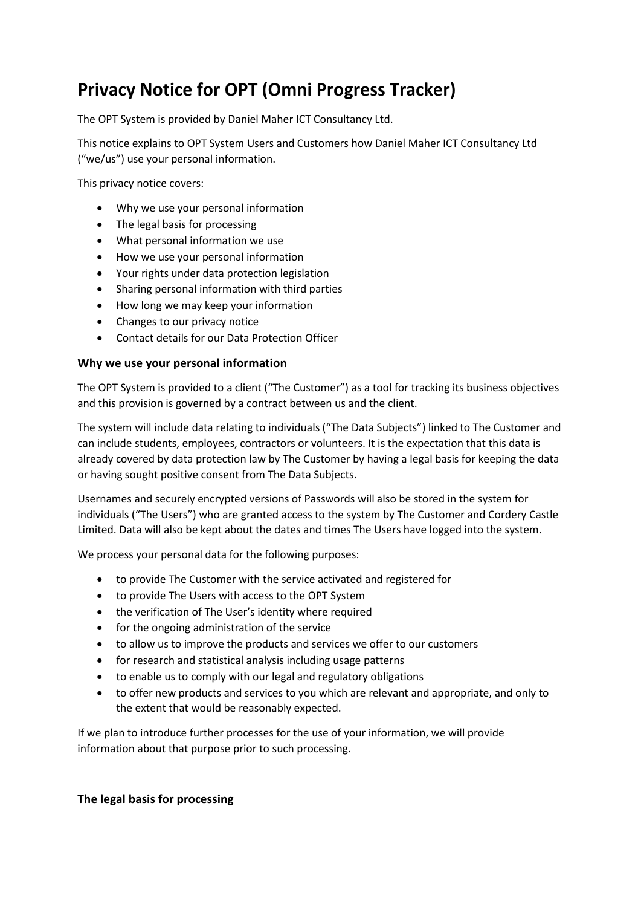# Privacy Notice for OPT (Omni Progress Tracker)

The OPT System is provided by Daniel Maher ICT Consultancy Ltd.

This notice explains to OPT System Users and Customers how Daniel Maher ICT Consultancy Ltd ("we/us") use your personal information.

This privacy notice covers:

- Why we use your personal information
- The legal basis for processing
- What personal information we use
- How we use your personal information
- Your rights under data protection legislation
- Sharing personal information with third parties
- How long we may keep your information
- Changes to our privacy notice
- Contact details for our Data Protection Officer

### Why we use your personal information

The OPT System is provided to a client ("The Customer") as a tool for tracking its business objectives and this provision is governed by a contract between us and the client.

The system will include data relating to individuals ("The Data Subjects") linked to The Customer and can include students, employees, contractors or volunteers. It is the expectation that this data is already covered by data protection law by The Customer by having a legal basis for keeping the data or having sought positive consent from The Data Subjects.

Usernames and securely encrypted versions of Passwords will also be stored in the system for individuals ("The Users") who are granted access to the system by The Customer and Cordery Castle Limited. Data will also be kept about the dates and times The Users have logged into the system.

We process your personal data for the following purposes:

- to provide The Customer with the service activated and registered for
- to provide The Users with access to the OPT System
- the verification of The User's identity where required
- for the ongoing administration of the service
- to allow us to improve the products and services we offer to our customers
- for research and statistical analysis including usage patterns
- to enable us to comply with our legal and regulatory obligations
- to offer new products and services to you which are relevant and appropriate, and only to the extent that would be reasonably expected.

If we plan to introduce further processes for the use of your information, we will provide information about that purpose prior to such processing.

### The legal basis for processing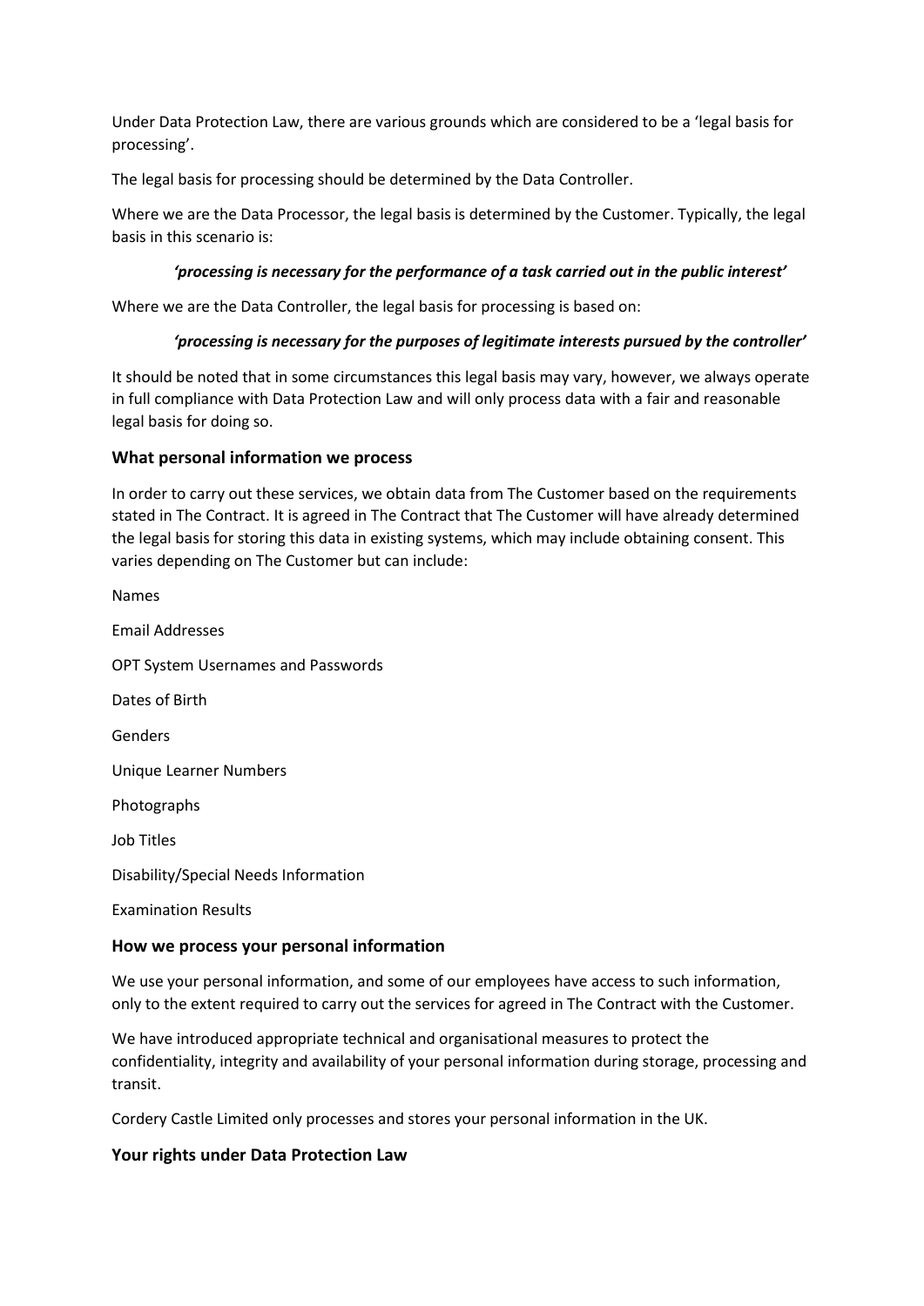Under Data Protection Law, there are various grounds which are considered to be a 'legal basis for processing'.

The legal basis for processing should be determined by the Data Controller.

Where we are the Data Processor, the legal basis is determined by the Customer. Typically, the legal basis in this scenario is:

> ***'processing is necessary for the performance of a task carried out in the public interest'***

Where we are the Data Controller, the legal basis for processing is based on:

> ***'processing is necessary for the purposes of legitimate interests pursued by the controller'***

It should be noted that in some circumstances this legal basis may vary, however, we always operate in full compliance with Data Protection Law and will only process data with a fair and reasonable legal basis for doing so.

### What personal information we process

In order to carry out these services, we obtain data from The Customer based on the requirements stated in The Contract. It is agreed in The Contract that The Customer will have already determined the legal basis for storing this data in existing systems, which may include obtaining consent. This varies depending on The Customer but can include:

Names

Email Addresses

OPT System Usernames and Passwords

Dates of Birth

Genders

Unique Learner Numbers

Photographs

Job Titles

Disability/Special Needs Information

Examination Results

### How we process your personal information

We use your personal information, and some of our employees have access to such information, only to the extent required to carry out the services for agreed in The Contract with the Customer.

We have introduced appropriate technical and organisational measures to protect the confidentiality, integrity and availability of your personal information during storage, processing and transit.

Cordery Castle Limited only processes and stores your personal information in the UK.

### Your rights under Data Protection Law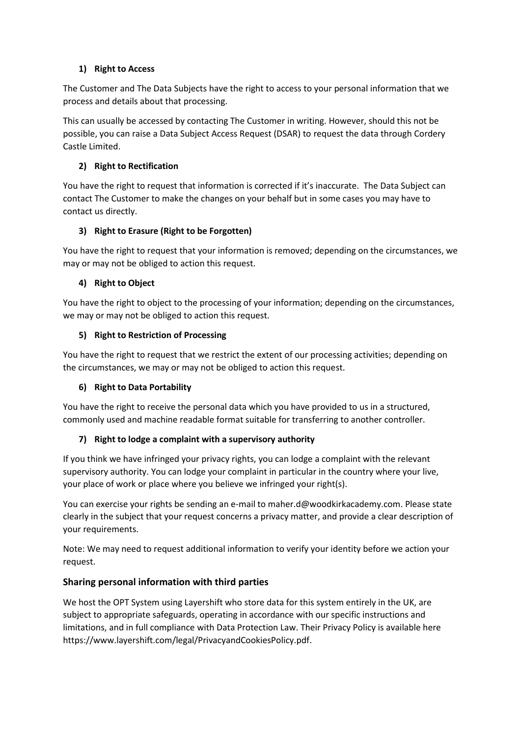**1) Right to Access**

The Customer and The Data Subjects have the right to access to your personal information that we process and details about that processing.

This can usually be accessed by contacting The Customer in writing. However, should this not be possible, you can raise a Data Subject Access Request (DSAR) to request the data through Cordery Castle Limited.

**2) Right to Rectification**

You have the right to request that information is corrected if it's inaccurate. The Data Subject can contact The Customer to make the changes on your behalf but in some cases you may have to contact us directly.

**3) Right to Erasure (Right to be Forgotten)**

You have the right to request that your information is removed; depending on the circumstances, we may or may not be obliged to action this request.

**4) Right to Object**

You have the right to object to the processing of your information; depending on the circumstances, we may or may not be obliged to action this request.

**5) Right to Restriction of Processing**

You have the right to request that we restrict the extent of our processing activities; depending on the circumstances, we may or may not be obliged to action this request.

**6) Right to Data Portability**

You have the right to receive the personal data which you have provided to us in a structured, commonly used and machine readable format suitable for transferring to another controller.

**7) Right to lodge a complaint with a supervisory authority**

If you think we have infringed your privacy rights, you can lodge a complaint with the relevant supervisory authority. You can lodge your complaint in particular in the country where your live, your place of work or place where you believe we infringed your right(s).

You can exercise your rights be sending an e-mail to maher.d@woodkirkacademy.com. Please state clearly in the subject that your request concerns a privacy matter, and provide a clear description of your requirements.

Note: We may need to request additional information to verify your identity before we action your request.

## Sharing personal information with third parties

We host the OPT System using Layershift who store data for this system entirely in the UK, are subject to appropriate safeguards, operating in accordance with our specific instructions and limitations, and in full compliance with Data Protection Law. Their Privacy Policy is available here https://www.layershift.com/legal/PrivacyandCookiesPolicy.pdf.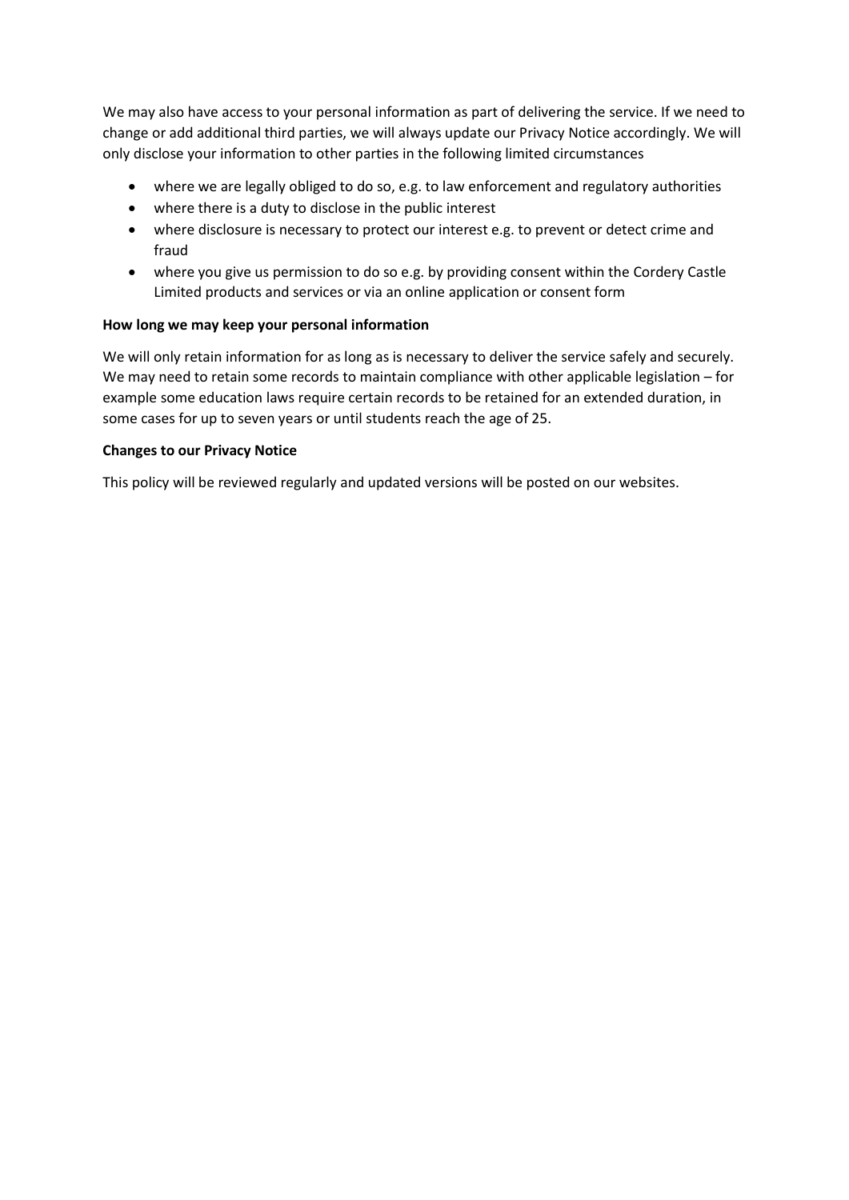We may also have access to your personal information as part of delivering the service. If we need to change or add additional third parties, we will always update our Privacy Notice accordingly. We will only disclose your information to other parties in the following limited circumstances

- where we are legally obliged to do so, e.g. to law enforcement and regulatory authorities
- where there is a duty to disclose in the public interest
- where disclosure is necessary to protect our interest e.g. to prevent or detect crime and fraud
- where you give us permission to do so e.g. by providing consent within the Cordery Castle Limited products and services or via an online application or consent form

**How long we may keep your personal information**

We will only retain information for as long as is necessary to deliver the service safely and securely. We may need to retain some records to maintain compliance with other applicable legislation – for example some education laws require certain records to be retained for an extended duration, in some cases for up to seven years or until students reach the age of 25.

**Changes to our Privacy Notice**

This policy will be reviewed regularly and updated versions will be posted on our websites.